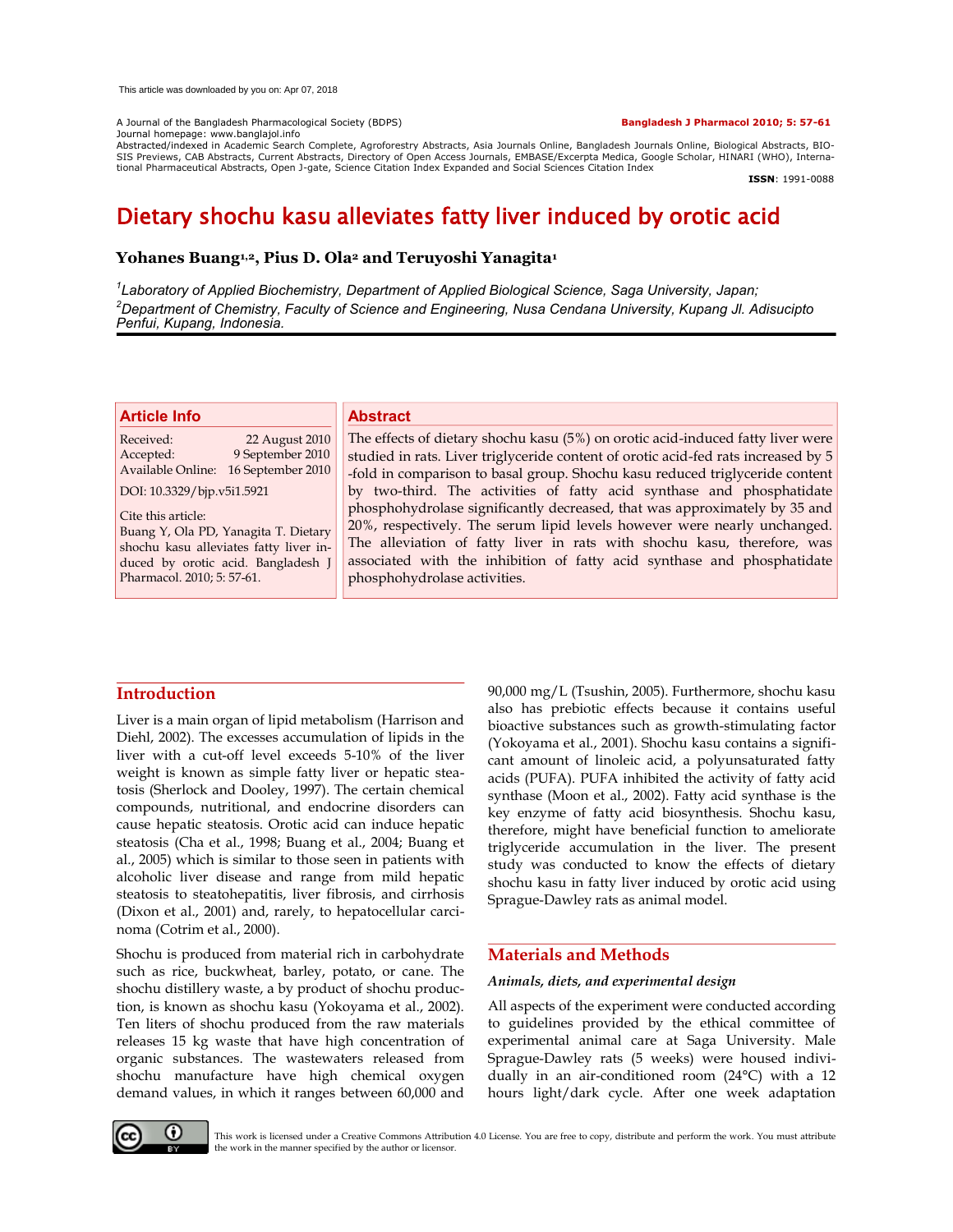This article was downloaded by you on: Apr 07, 2018

A Journal of the Bangladesh Pharmacological Society (BDPS)
Journal homepage: www.banglajol.info
Abstracted/indexed in Academic Search Complete, Agroforestry Abstracts, Asia Journals Online, Bangladesh Journals Online, Biological Abstracts, BIOSIS Previews, CAB Abstracts, Current Abstracts, Directory of Open Access Journals, EMBASE/Excerpta Medica, Google Scholar, HINARI (WHO), International Pharmaceutical Abstracts, Open J-gate, Science Citation Index Expanded and Social Sciences Citation Index

**Bangladesh J Pharmacol 2010; 5: 57-61**

**ISSN**: 1991-0088

# Dietary shochu kasu alleviates fatty liver induced by orotic acid

**Yohanes Buang[1,2], Pius D. Ola[2] and Teruyoshi Yanagita[1]**

[1]*Laboratory of Applied Biochemistry, Department of Applied Biological Science, Saga University, Japan;*
[2]*Department of Chemistry, Faculty of Science and Engineering, Nusa Cendana University, Kupang Jl. Adisucipto Penfui, Kupang, Indonesia.*

## Article Info

Received: 22 August 2010
Accepted: 9 September 2010
Available Online: 16 September 2010

DOI: 10.3329/bjp.v5i1.5921

Cite this article:
Buang Y, Ola PD, Yanagita T. Dietary shochu kasu alleviates fatty liver induced by orotic acid. Bangladesh J Pharmacol. 2010; 5: 57-61.

## Abstract

The effects of dietary shochu kasu (5%) on orotic acid-induced fatty liver were studied in rats. Liver triglyceride content of orotic acid-fed rats increased by 5-fold in comparison to basal group. Shochu kasu reduced triglyceride content by two-third. The activities of fatty acid synthase and phosphatidate phosphohydrolase significantly decreased, that was approximately by 35 and 20%, respectively. The serum lipid levels however were nearly unchanged. The alleviation of fatty liver in rats with shochu kasu, therefore, was associated with the inhibition of fatty acid synthase and phosphatidate phosphohydrolase activities.

## Introduction

Liver is a main organ of lipid metabolism (Harrison and Diehl, 2002). The excesses accumulation of lipids in the liver with a cut-off level exceeds 5-10% of the liver weight is known as simple fatty liver or hepatic steatosis (Sherlock and Dooley, 1997). The certain chemical compounds, nutritional, and endocrine disorders can cause hepatic steatosis. Orotic acid can induce hepatic steatosis (Cha et al., 1998; Buang et al., 2004; Buang et al., 2005) which is similar to those seen in patients with alcoholic liver disease and range from mild hepatic steatosis to steatohepatitis, liver fibrosis, and cirrhosis (Dixon et al., 2001) and, rarely, to hepatocellular carcinoma (Cotrim et al., 2000).

Shochu is produced from material rich in carbohydrate such as rice, buckwheat, barley, potato, or cane. The shochu distillery waste, a by product of shochu production, is known as shochu kasu (Yokoyama et al., 2002). Ten liters of shochu produced from the raw materials releases 15 kg waste that have high concentration of organic substances. The wastewaters released from shochu manufacture have high chemical oxygen demand values, in which it ranges between 60,000 and 90,000 mg/L (Tsushin, 2005). Furthermore, shochu kasu also has prebiotic effects because it contains useful bioactive substances such as growth-stimulating factor (Yokoyama et al., 2001). Shochu kasu contains a significant amount of linoleic acid, a polyunsaturated fatty acids (PUFA). PUFA inhibited the activity of fatty acid synthase (Moon et al., 2002). Fatty acid synthase is the key enzyme of fatty acid biosynthesis. Shochu kasu, therefore, might have beneficial function to ameliorate triglyceride accumulation in the liver. The present study was conducted to know the effects of dietary shochu kasu in fatty liver induced by orotic acid using Sprague-Dawley rats as animal model.

## Materials and Methods

### *Animals, diets, and experimental design*

All aspects of the experiment were conducted according to guidelines provided by the ethical committee of experimental animal care at Saga University. Male Sprague-Dawley rats (5 weeks) were housed individually in an air-conditioned room (24°C) with a 12 hours light/dark cycle. After one week adaptation

This work is licensed under a Creative Commons Attribution 4.0 License. You are free to copy, distribute and perform the work. You must attribute the work in the manner specified by the author or licensor.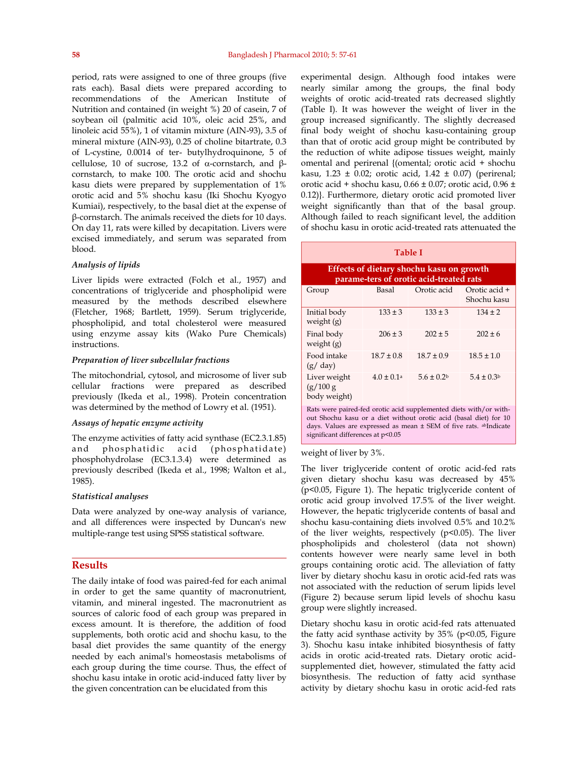period, rats were assigned to one of three groups (five rats each). Basal diets were prepared according to recommendations of the American Institute of Nutrition and contained (in weight %) 20 of casein, 7 of soybean oil (palmitic acid 10%, oleic acid 25%, and linoleic acid 55%), 1 of vitamin mixture (AIN-93), 3.5 of mineral mixture (AIN-93), 0.25 of choline bitartrate, 0.3 of L-cystine, 0.0014 of ter- butylhydroquinone, 5 of cellulose, 10 of sucrose, 13.2 of α-cornstarch, and β-cornstarch, to make 100. The orotic acid and shochu kasu diets were prepared by supplementation of 1% orotic acid and 5% shochu kasu (Iki Shochu Kyogyo Kumiai), respectively, to the basal diet at the expense of β-cornstarch. The animals received the diets for 10 days. On day 11, rats were killed by decapitation. Livers were excised immediately, and serum was separated from blood.

### Analysis of lipids

Liver lipids were extracted (Folch et al., 1957) and concentrations of triglyceride and phospholipid were measured by the methods described elsewhere (Fletcher, 1968; Bartlett, 1959). Serum triglyceride, phospholipid, and total cholesterol were measured using enzyme assay kits (Wako Pure Chemicals) instructions.

### Preparation of liver subcellular fractions

The mitochondrial, cytosol, and microsome of liver sub cellular fractions were prepared as described previously (Ikeda et al., 1998). Protein concentration was determined by the method of Lowry et al. (1951).

### Assays of hepatic enzyme activity

The enzyme activities of fatty acid synthase (EC2.3.1.85) and phosphatidic acid (phosphatidate) phosphohydrolase (EC3.1.3.4) were determined as previously described (Ikeda et al., 1998; Walton et al., 1985).

### Statistical analyses

Data were analyzed by one-way analysis of variance, and all differences were inspected by Duncan's new multiple-range test using SPSS statistical software.

## Results

The daily intake of food was paired-fed for each animal in order to get the same quantity of macronutrient, vitamin, and mineral ingested. The macronutrient as sources of caloric food of each group was prepared in excess amount. It is therefore, the addition of food supplements, both orotic acid and shochu kasu, to the basal diet provides the same quantity of the energy needed by each animal's homeostasis metabolisms of each group during the time course. Thus, the effect of shochu kasu intake in orotic acid-induced fatty liver by the given concentration can be elucidated from this experimental design. Although food intakes were nearly similar among the groups, the final body weights of orotic acid-treated rats decreased slightly (Table I). It was however the weight of liver in the group increased significantly. The slightly decreased final body weight of shochu kasu-containing group than that of orotic acid group might be contributed by the reduction of white adipose tissues weight, mainly omental and perirenal {(omental; orotic acid + shochu kasu, 1.23 ± 0.02; orotic acid, 1.42 ± 0.07) (perirenal; orotic acid + shochu kasu, 0.66 ± 0.07; orotic acid, 0.96 ± 0.12)}. Furthermore, dietary orotic acid promoted liver weight significantly than that of the basal group. Although failed to reach significant level, the addition of shochu kasu in orotic acid-treated rats attenuated the weight of liver by 3%.

**Table I**

**Effects of dietary shochu kasu on growth parame-ters of orotic acid-treated rats**

| Group | Basal | Orotic acid | Orotic acid + Shochu kasu |
|---|---|---|---|
| Initial body weight (g) | 133 ± 3 | 133 ± 3 | 134 ± 2 |
| Final body weight (g) | 206 ± 3 | 202 ± 5 | 202 ± 6 |
| Food intake (g/ day) | 18.7 ± 0.8 | 18.7 ± 0.9 | 18.5 ± 1.0 |
| Liver weight (g/100 g body weight) | 4.0 ± 0.1[a] | 5.6 ± 0.2[b] | 5.4 ± 0.3[b] |

Rats were paired-fed orotic acid supplemented diets with/or without Shochu kasu or a diet without orotic acid (basal diet) for 10 days. Values are expressed as mean ± SEM of five rats. [ab]Indicate significant differences at p<0.05

The liver triglyceride content of orotic acid-fed rats given dietary shochu kasu was decreased by 45% ($p<0.05$, Figure 1). The hepatic triglyceride content of orotic acid group involved 17.5% of the liver weight. However, the hepatic triglyceride contents of basal and shochu kasu-containing diets involved 0.5% and 10.2% of the liver weights, respectively ($p<0.05$). The liver phospholipids and cholesterol (data not shown) contents however were nearly same level in both groups containing orotic acid. The alleviation of fatty liver by dietary shochu kasu in orotic acid-fed rats was not associated with the reduction of serum lipids level (Figure 2) because serum lipid levels of shochu kasu group were slightly increased.

Dietary shochu kasu in orotic acid-fed rats attenuated the fatty acid synthase activity by 35% ($p<0.05$, Figure 3). Shochu kasu intake inhibited biosynthesis of fatty acids in orotic acid-treated rats. Dietary orotic acid-supplemented diet, however, stimulated the fatty acid biosynthesis. The reduction of fatty acid synthase activity by dietary shochu kasu in orotic acid-fed rats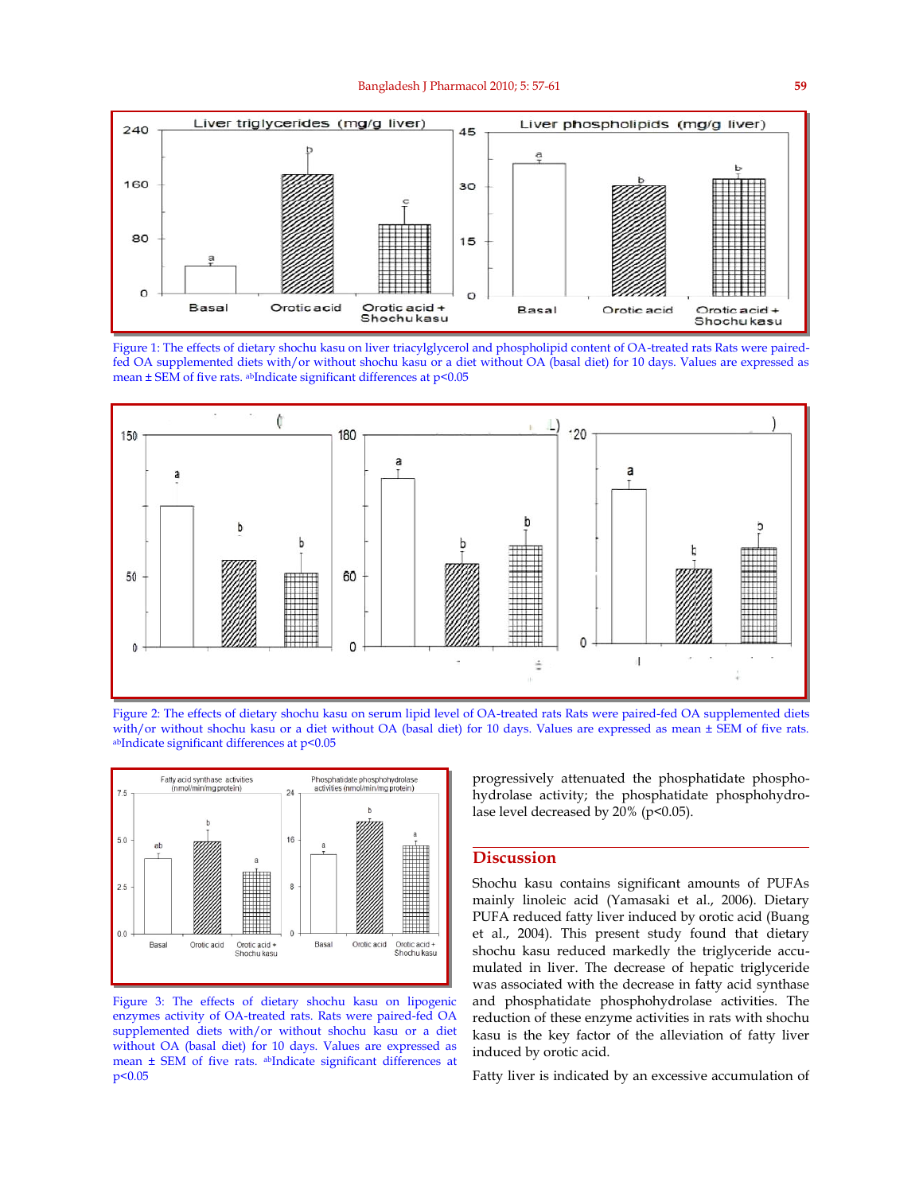Liver triglycerides (mg/g liver)

240

160

80

0

a

b

c

Basal

Orotic acid

Orotic acid + Shochu kasu

Liver phospholipids (mg/g liver)

45

30

15

0

a

b

b

Basal

Orotic acid

Orotic acid + Shochu kasu

Figure 1: The effects of dietary shochu kasu on liver triacylglycerol and phospholipid content of OA-treated rats Rats were paired-fed OA supplemented diets with/or without shochu kasu or a diet without OA (basal diet) for 10 days. Values are expressed as mean ± SEM of five rats. abIndicate significant differences at p<0.05

150

50

0

a

b

b

180

60

0

a

b

b

120

0

a

b

b

Figure 2: The effects of dietary shochu kasu on serum lipid level of OA-treated rats Rats were paired-fed OA supplemented diets with/or without shochu kasu or a diet without OA (basal diet) for 10 days. Values are expressed as mean ± SEM of five rats. abIndicate significant differences at p<0.05

Fatty acid synthase activities (nmol/min/mg protein)

7.5

5.0

2.5

0.0

ab

b

a

Basal

Orotic acid

Orotic acid + Shochu kasu

Phosphatidate phosphohydrolase activities (nmol/min/mg protein)

24

16

8

0

a

b

a

Basal

Orotic acid

Orotic acid + Shochu kasu

Figure 3: The effects of dietary shochu kasu on lipogenic enzymes activity of OA-treated rats. Rats were paired-fed OA supplemented diets with/or without shochu kasu or a diet without OA (basal diet) for 10 days. Values are expressed as mean ± SEM of five rats. abIndicate significant differences at p<0.05

progressively attenuated the phosphatidate phosphohydrolase activity; the phosphatidate phosphohydrolase level decreased by 20% (p<0.05).

## Discussion

Shochu kasu contains significant amounts of PUFAs mainly linoleic acid (Yamasaki et al., 2006). Dietary PUFA reduced fatty liver induced by orotic acid (Buang et al., 2004). This present study found that dietary shochu kasu reduced markedly the triglyceride accumulated in liver. The decrease of hepatic triglyceride was associated with the decrease in fatty acid synthase and phosphatidate phosphohydrolase activities. The reduction of these enzyme activities in rats with shochu kasu is the key factor of the alleviation of fatty liver induced by orotic acid.

Fatty liver is indicated by an excessive accumulation of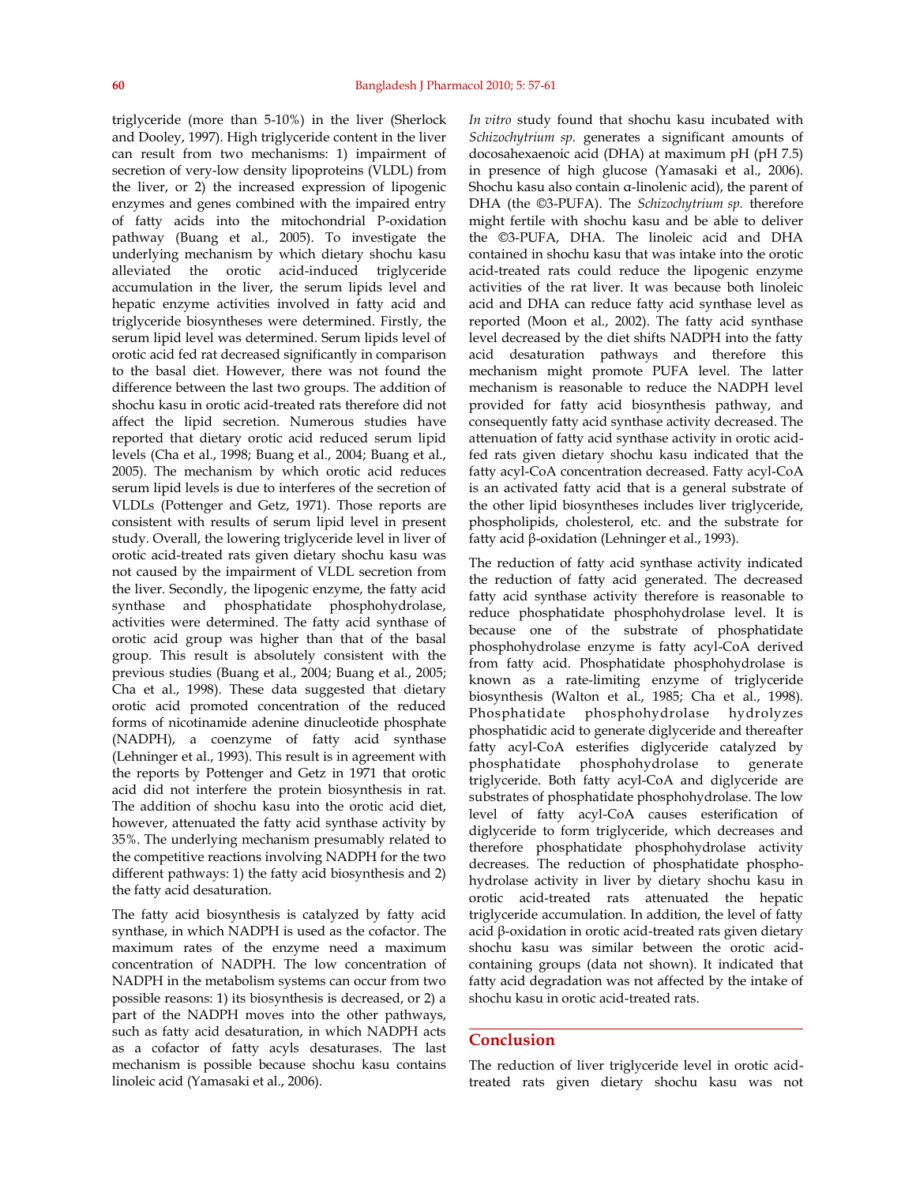triglyceride (more than 5-10%) in the liver (Sherlock and Dooley, 1997). High triglyceride content in the liver can result from two mechanisms: 1) impairment of secretion of very-low density lipoproteins (VLDL) from the liver, or 2) the increased expression of lipogenic enzymes and genes combined with the impaired entry of fatty acids into the mitochondrial P-oxidation pathway (Buang et al., 2005). To investigate the underlying mechanism by which dietary shochu kasu alleviated the orotic acid-induced triglyceride accumulation in the liver, the serum lipids level and hepatic enzyme activities involved in fatty acid and triglyceride biosyntheses were determined. Firstly, the serum lipid level was determined. Serum lipids level of orotic acid fed rat decreased significantly in comparison to the basal diet. However, there was not found the difference between the last two groups. The addition of shochu kasu in orotic acid-treated rats therefore did not affect the lipid secretion. Numerous studies have reported that dietary orotic acid reduced serum lipid levels (Cha et al., 1998; Buang et al., 2004; Buang et al., 2005). The mechanism by which orotic acid reduces serum lipid levels is due to interferes of the secretion of VLDLs (Pottenger and Getz, 1971). Those reports are consistent with results of serum lipid level in present study. Overall, the lowering triglyceride level in liver of orotic acid-treated rats given dietary shochu kasu was not caused by the impairment of VLDL secretion from the liver. Secondly, the lipogenic enzyme, the fatty acid synthase and phosphatidate phosphohydrolase, activities were determined. The fatty acid synthase of orotic acid group was higher than that of the basal group. This result is absolutely consistent with the previous studies (Buang et al., 2004; Buang et al., 2005; Cha et al., 1998). These data suggested that dietary orotic acid promoted concentration of the reduced forms of nicotinamide adenine dinucleotide phosphate (NADPH), a coenzyme of fatty acid synthase (Lehninger et al., 1993). This result is in agreement with the reports by Pottenger and Getz in 1971 that orotic acid did not interfere the protein biosynthesis in rat. The addition of shochu kasu into the orotic acid diet, however, attenuated the fatty acid synthase activity by 35%. The underlying mechanism presumably related to the competitive reactions involving NADPH for the two different pathways: 1) the fatty acid biosynthesis and 2) the fatty acid desaturation.

The fatty acid biosynthesis is catalyzed by fatty acid synthase, in which NADPH is used as the cofactor. The maximum rates of the enzyme need a maximum concentration of NADPH. The low concentration of NADPH in the metabolism systems can occur from two possible reasons: 1) its biosynthesis is decreased, or 2) a part of the NADPH moves into the other pathways, such as fatty acid desaturation, in which NADPH acts as a cofactor of fatty acyls desaturases. The last mechanism is possible because shochu kasu contains linoleic acid (Yamasaki et al., 2006).

*In vitro* study found that shochu kasu incubated with *Schizochytrium sp.* generates a significant amounts of docosahexaenoic acid (DHA) at maximum pH (pH 7.5) in presence of high glucose (Yamasaki et al., 2006). Shochu kasu also contain α-linolenic acid), the parent of DHA (the ©3-PUFA). The *Schizochytrium sp.* therefore might fertile with shochu kasu and be able to deliver the ©3-PUFA, DHA. The linoleic acid and DHA contained in shochu kasu that was intake into the orotic acid-treated rats could reduce the lipogenic enzyme activities of the rat liver. It was because both linoleic acid and DHA can reduce fatty acid synthase level as reported (Moon et al., 2002). The fatty acid synthase level decreased by the diet shifts NADPH into the fatty acid desaturation pathways and therefore this mechanism might promote PUFA level. The latter mechanism is reasonable to reduce the NADPH level provided for fatty acid biosynthesis pathway, and consequently fatty acid synthase activity decreased. The attenuation of fatty acid synthase activity in orotic acid-fed rats given dietary shochu kasu indicated that the fatty acyl-CoA concentration decreased. Fatty acyl-CoA is an activated fatty acid that is a general substrate of the other lipid biosyntheses includes liver triglyceride, phospholipids, cholesterol, etc. and the substrate for fatty acid β-oxidation (Lehninger et al., 1993).

The reduction of fatty acid synthase activity indicated the reduction of fatty acid generated. The decreased fatty acid synthase activity therefore is reasonable to reduce phosphatidate phosphohydrolase level. It is because one of the substrate of phosphatidate phosphohydrolase enzyme is fatty acyl-CoA derived from fatty acid. Phosphatidate phosphohydrolase is known as a rate-limiting enzyme of triglyceride biosynthesis (Walton et al., 1985; Cha et al., 1998). Phosphatidate phosphohydrolase hydrolyzes phosphatidic acid to generate diglyceride and thereafter fatty acyl-CoA esterifies diglyceride catalyzed by phosphatidate phosphohydrolase to generate triglyceride. Both fatty acyl-CoA and diglyceride are substrates of phosphatidate phosphohydrolase. The low level of fatty acyl-CoA causes esterification of diglyceride to form triglyceride, which decreases and therefore phosphatidate phosphohydrolase activity decreases. The reduction of phosphatidate phosphohydrolase activity in liver by dietary shochu kasu in orotic acid-treated rats attenuated the hepatic triglyceride accumulation. In addition, the level of fatty acid β-oxidation in orotic acid-treated rats given dietary shochu kasu was similar between the orotic acid-containing groups (data not shown). It indicated that fatty acid degradation was not affected by the intake of shochu kasu in orotic acid-treated rats.

## Conclusion

The reduction of liver triglyceride level in orotic acid-treated rats given dietary shochu kasu was not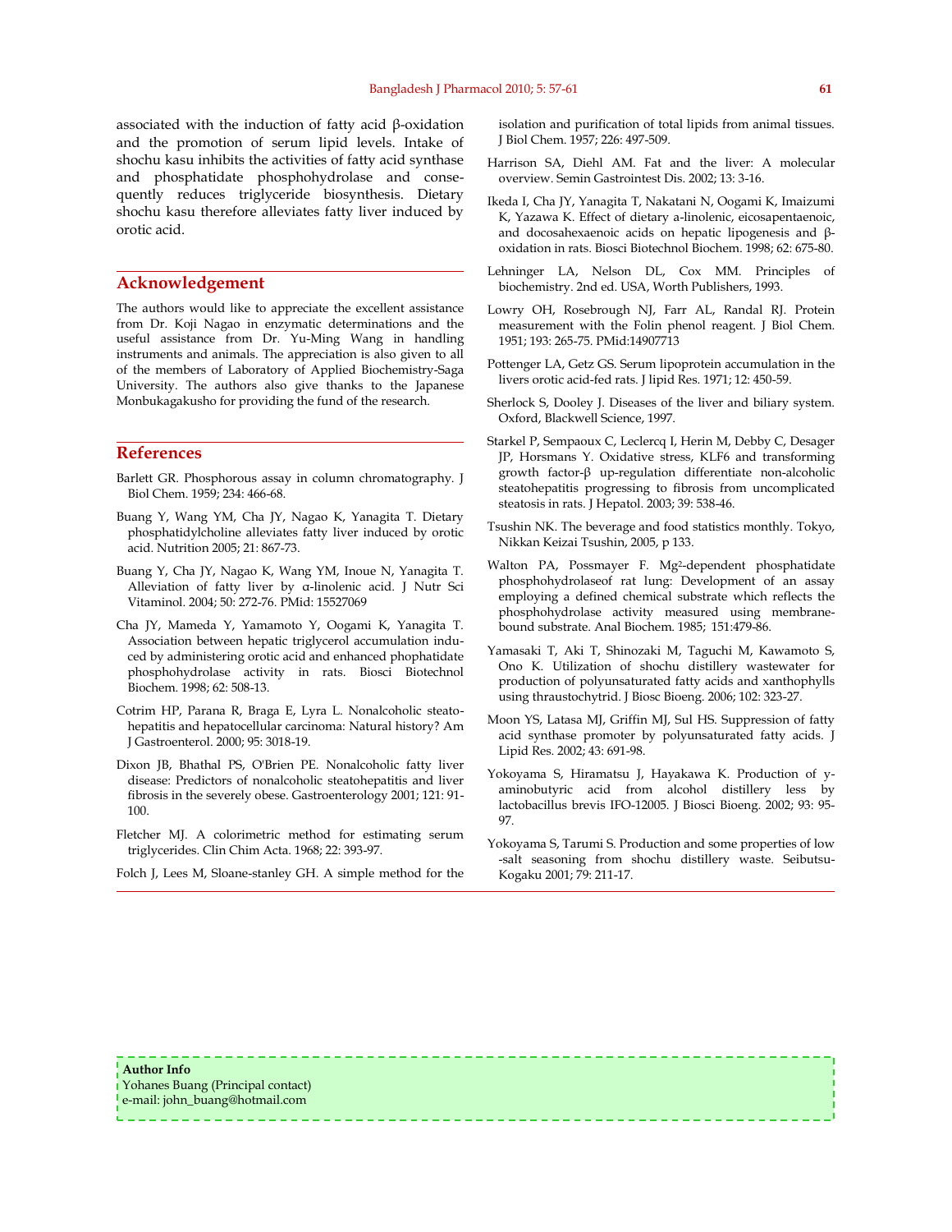associated with the induction of fatty acid β-oxidation and the promotion of serum lipid levels. Intake of shochu kasu inhibits the activities of fatty acid synthase and phosphatidate phosphohydrolase and consequently reduces triglyceride biosynthesis. Dietary shochu kasu therefore alleviates fatty liver induced by orotic acid.

## Acknowledgement

The authors would like to appreciate the excellent assistance from Dr. Koji Nagao in enzymatic determinations and the useful assistance from Dr. Yu-Ming Wang in handling instruments and animals. The appreciation is also given to all of the members of Laboratory of Applied Biochemistry-Saga University. The authors also give thanks to the Japanese Monbukagakusho for providing the fund of the research.

## References

Barlett GR. Phosphorous assay in column chromatography. J Biol Chem. 1959; 234: 466-68.

Buang Y, Wang YM, Cha JY, Nagao K, Yanagita T. Dietary phosphatidylcholine alleviates fatty liver induced by orotic acid. Nutrition 2005; 21: 867-73.

Buang Y, Cha JY, Nagao K, Wang YM, Inoue N, Yanagita T. Alleviation of fatty liver by α-linolenic acid. J Nutr Sci Vitaminol. 2004; 50: 272-76. PMid: 15527069

Cha JY, Mameda Y, Yamamoto Y, Oogami K, Yanagita T. Association between hepatic triglycerol accumulation induced by administering orotic acid and enhanced phophatidate phosphohydrolase activity in rats. Biosci Biotechnol Biochem. 1998; 62: 508-13.

Cotrim HP, Parana R, Braga E, Lyra L. Nonalcoholic steatohepatitis and hepatocellular carcinoma: Natural history? Am J Gastroenterol. 2000; 95: 3018-19.

Dixon JB, Bhathal PS, O'Brien PE. Nonalcoholic fatty liver disease: Predictors of nonalcoholic steatohepatitis and liver fibrosis in the severely obese. Gastroenterology 2001; 121: 91-100.

Fletcher MJ. A colorimetric method for estimating serum triglycerides. Clin Chim Acta. 1968; 22: 393-97.

Folch J, Lees M, Sloane-stanley GH. A simple method for the isolation and purification of total lipids from animal tissues. J Biol Chem. 1957; 226: 497-509.

Harrison SA, Diehl AM. Fat and the liver: A molecular overview. Semin Gastrointest Dis. 2002; 13: 3-16.

Ikeda I, Cha JY, Yanagita T, Nakatani N, Oogami K, Imaizumi K, Yazawa K. Effect of dietary a-linolenic, eicosapentaenoic, and docosahexaenoic acids on hepatic lipogenesis and β-oxidation in rats. Biosci Biotechnol Biochem. 1998; 62: 675-80.

Lehninger LA, Nelson DL, Cox MM. Principles of biochemistry. 2nd ed. USA, Worth Publishers, 1993.

Lowry OH, Rosebrough NJ, Farr AL, Randal RJ. Protein measurement with the Folin phenol reagent. J Biol Chem. 1951; 193: 265-75. PMid:14907713

Pottenger LA, Getz GS. Serum lipoprotein accumulation in the livers orotic acid-fed rats. J lipid Res. 1971; 12: 450-59.

Sherlock S, Dooley J. Diseases of the liver and biliary system. Oxford, Blackwell Science, 1997.

Starkel P, Sempaoux C, Leclercq I, Herin M, Debby C, Desager JP, Horsmans Y. Oxidative stress, KLF6 and transforming growth factor-β up-regulation differentiate non-alcoholic steatohepatitis progressing to fibrosis from uncomplicated steatosis in rats. J Hepatol. 2003; 39: 538-46.

Tsushin NK. The beverage and food statistics monthly. Tokyo, Nikkan Keizai Tsushin, 2005, p 133.

Walton PA, Possmayer F. Mg2-dependent phosphatidate phosphohydrolaseof rat lung: Development of an assay employing a defined chemical substrate which reflects the phosphohydrolase activity measured using membrane-bound substrate. Anal Biochem. 1985; 151:479-86.

Yamasaki T, Aki T, Shinozaki M, Taguchi M, Kawamoto S, Ono K. Utilization of shochu distillery wastewater for production of polyunsaturated fatty acids and xanthophylls using thraustochytrid. J Biosc Bioeng. 2006; 102: 323-27.

Moon YS, Latasa MJ, Griffin MJ, Sul HS. Suppression of fatty acid synthase promoter by polyunsaturated fatty acids. J Lipid Res. 2002; 43: 691-98.

Yokoyama S, Hiramatsu J, Hayakawa K. Production of γ-aminobutyric acid from alcohol distillery less by lactobacillus brevis IFO-12005. J Biosci Bioeng. 2002; 93: 95-97.

Yokoyama S, Tarumi S. Production and some properties of low -salt seasoning from shochu distillery waste. Seibutsu-Kogaku 2001; 79: 211-17.

**Author Info**
Yohanes Buang (Principal contact)
e-mail: john_buang@hotmail.com